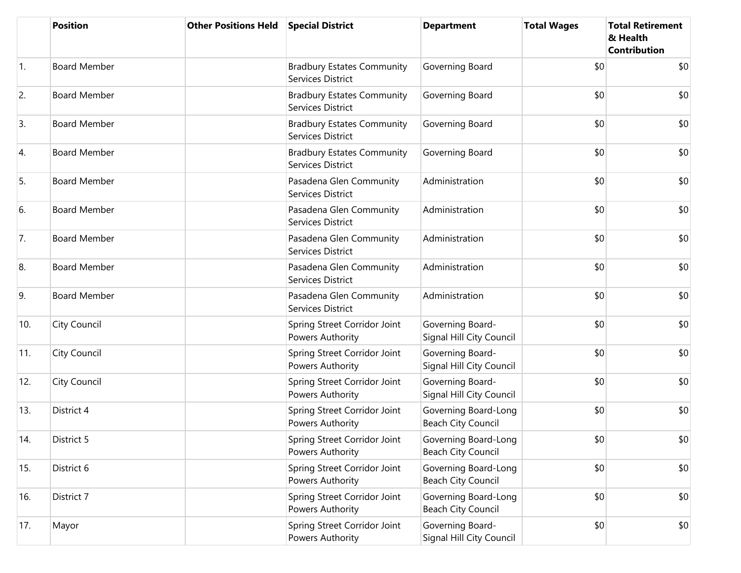| | Position | Other Positions Held | Special District | Department | Total Wages | Total Retirement & Health Contribution |
|---|---|---|---|---|---|---|
| 1. | Board Member | | Bradbury Estates Community Services District | Governing Board | $0 | $0 |
| 2. | Board Member | | Bradbury Estates Community Services District | Governing Board | $0 | $0 |
| 3. | Board Member | | Bradbury Estates Community Services District | Governing Board | $0 | $0 |
| 4. | Board Member | | Bradbury Estates Community Services District | Governing Board | $0 | $0 |
| 5. | Board Member | | Pasadena Glen Community Services District | Administration | $0 | $0 |
| 6. | Board Member | | Pasadena Glen Community Services District | Administration | $0 | $0 |
| 7. | Board Member | | Pasadena Glen Community Services District | Administration | $0 | $0 |
| 8. | Board Member | | Pasadena Glen Community Services District | Administration | $0 | $0 |
| 9. | Board Member | | Pasadena Glen Community Services District | Administration | $0 | $0 |
| 10. | City Council | | Spring Street Corridor Joint Powers Authority | Governing Board-Signal Hill City Council | $0 | $0 |
| 11. | City Council | | Spring Street Corridor Joint Powers Authority | Governing Board-Signal Hill City Council | $0 | $0 |
| 12. | City Council | | Spring Street Corridor Joint Powers Authority | Governing Board-Signal Hill City Council | $0 | $0 |
| 13. | District 4 | | Spring Street Corridor Joint Powers Authority | Governing Board-Long Beach City Council | $0 | $0 |
| 14. | District 5 | | Spring Street Corridor Joint Powers Authority | Governing Board-Long Beach City Council | $0 | $0 |
| 15. | District 6 | | Spring Street Corridor Joint Powers Authority | Governing Board-Long Beach City Council | $0 | $0 |
| 16. | District 7 | | Spring Street Corridor Joint Powers Authority | Governing Board-Long Beach City Council | $0 | $0 |
| 17. | Mayor | | Spring Street Corridor Joint Powers Authority | Governing Board-Signal Hill City Council | $0 | $0 |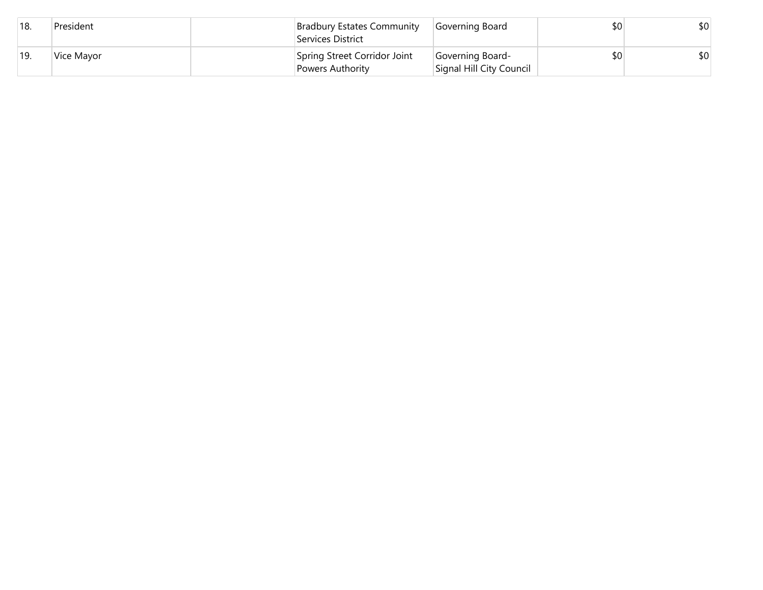| | | | | | | |
|---|---|---|---|---|---|---|
| 18. | President | | Bradbury Estates Community Services District | Governing Board | $0 | $0 |
| 19. | Vice Mayor | | Spring Street Corridor Joint Powers Authority | Governing Board- Signal Hill City Council | $0 | $0 |